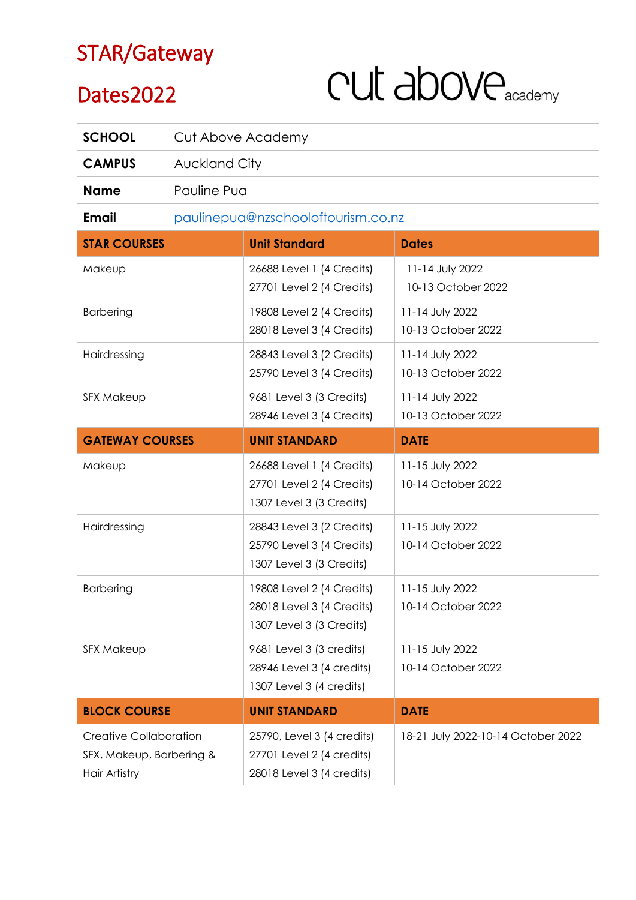# STAR/Gateway

# Dates2022

cut above academy

| SCHOOL | Cut Above Academy |
|---|---|
| CAMPUS | Auckland City |
| Name | Pauline Pua |
| Email | paulinepua@nzschooloftourism.co.nz |

| STAR COURSES | Unit Standard | Dates |
|---|---|---|
| Makeup | 26688 Level 1 (4 Credits)<br>27701 Level 2 (4 Credits) | 11-14 July 2022<br>10-13 October 2022 |
| Barbering | 19808 Level 2 (4 Credits)<br>28018 Level 3 (4 Credits) | 11-14 July 2022<br>10-13 October 2022 |
| Hairdressing | 28843 Level 3 (2 Credits)<br>25790 Level 3 (4 Credits) | 11-14 July 2022<br>10-13 October 2022 |
| SFX Makeup | 9681 Level 3 (3 Credits)<br>28946 Level 3 (4 Credits) | 11-14 July 2022<br>10-13 October 2022 |
| **GATEWAY COURSES** | **UNIT STANDARD** | **DATE** |
| Makeup | 26688 Level 1 (4 Credits)<br>27701 Level 2 (4 Credits)<br>1307 Level 3 (3 Credits) | 11-15 July 2022<br>10-14 October 2022 |
| Hairdressing | 28843 Level 3 (2 Credits)<br>25790 Level 3 (4 Credits)<br>1307 Level 3 (3 Credits) | 11-15 July 2022<br>10-14 October 2022 |
| Barbering | 19808 Level 2 (4 Credits)<br>28018 Level 3 (4 Credits)<br>1307 Level 3 (3 Credits) | 11-15 July 2022<br>10-14 October 2022 |
| SFX Makeup | 9681 Level 3 (3 credits)<br>28946 Level 3 (4 credits)<br>1307 Level 3 (4 credits) | 11-15 July 2022<br>10-14 October 2022 |
| **BLOCK COURSE** | **UNIT STANDARD** | **DATE** |
| Creative Collaboration SFX, Makeup, Barbering & Hair Artistry | 25790, Level 3 (4 credits)<br>27701 Level 2 (4 credits)<br>28018 Level 3 (4 credits) | 18-21 July 2022-10-14 October 2022 |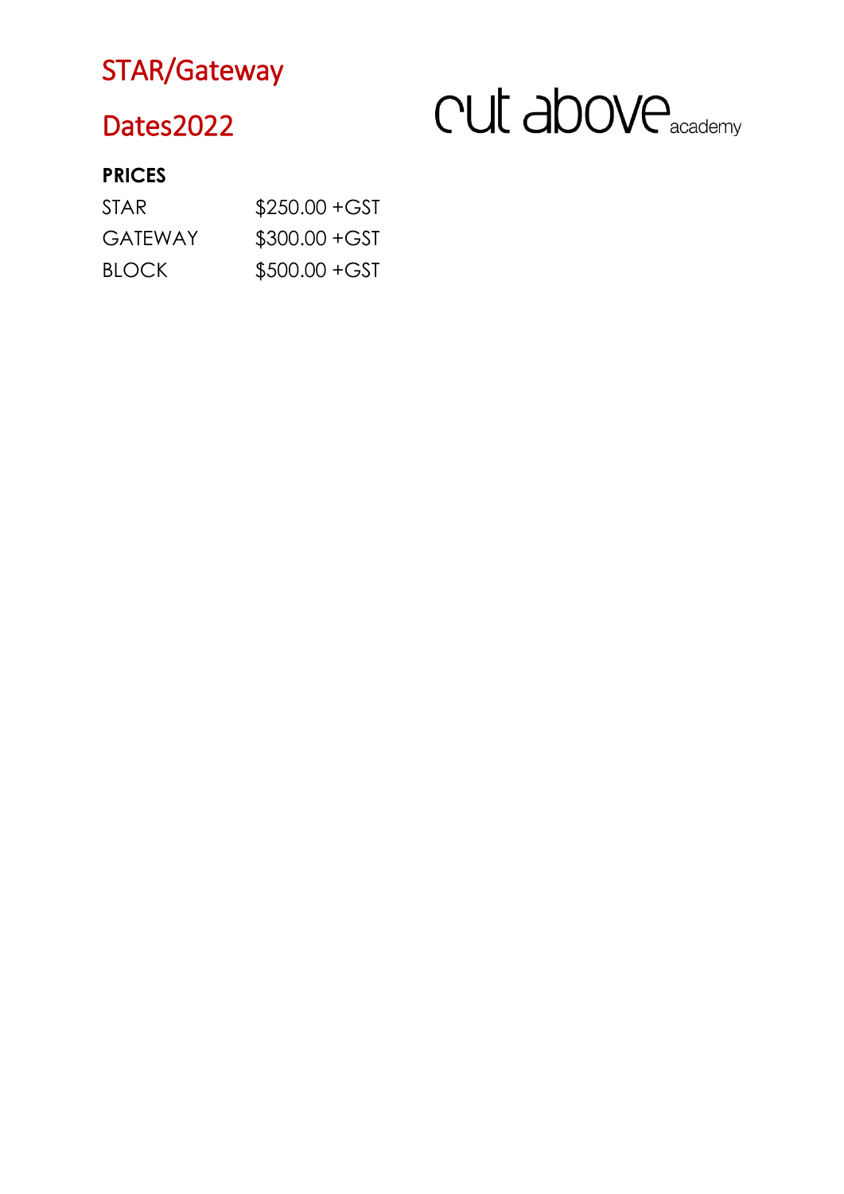# STAR/Gateway

# Dates2022

cut above academy

**PRICES**

| | |
|---|---|
| STAR | $250.00 +GST |
| GATEWAY | $300.00 +GST |
| BLOCK | $500.00 +GST |